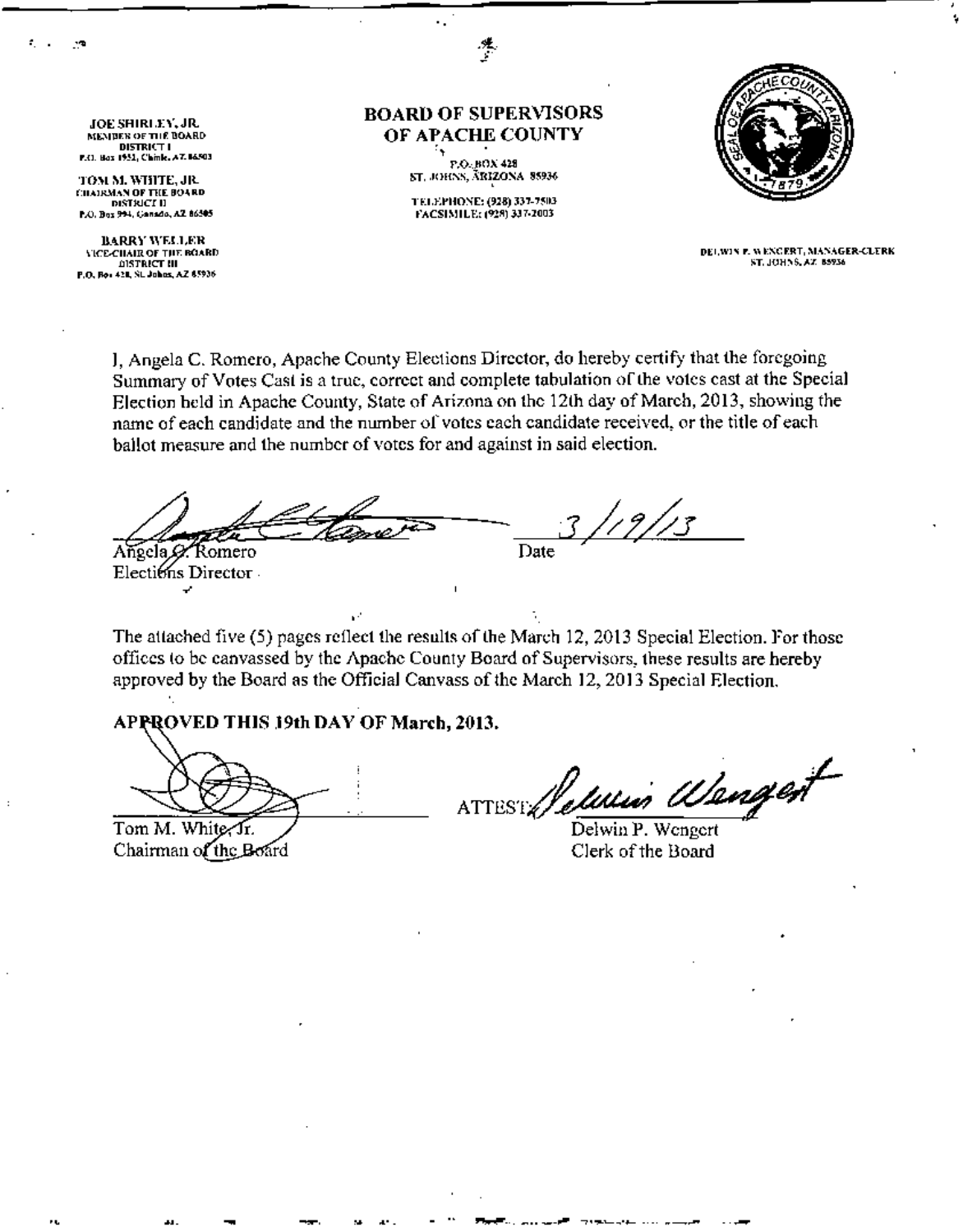JOE SHIRLEY, JR.
MEMBER OF THE BOARD
DISTRICT I
P.O. Box 1952, Chinle, AZ 86503

TOM M. WHITE, JR.
CHAIRMAN OF THE BOARD
DISTRICT II
P.O. Box 994, Ganado, AZ 86505

BARRY WELLER
VICE-CHAIR OF THE BOARD
DISTRICT III
P.O. Box 428, St. Johns, AZ 85936

# BOARD OF SUPERVISORS OF APACHE COUNTY

P.O. BOX 428
ST. JOHNS, ARIZONA 85936

TELEPHONE: (928) 337-7503
FACSIMILE: (928) 337-2003

DELWIN P. WENGERT, MANAGER-CLERK
ST. JOHNS, AZ 85936

I, Angela C. Romero, Apache County Elections Director, do hereby certify that the foregoing Summary of Votes Cast is a true, correct and complete tabulation of the votes cast at the Special Election held in Apache County, State of Arizona on the 12th day of March, 2013, showing the name of each candidate and the number of votes each candidate received, or the title of each ballot measure and the number of votes for and against in said election.

Angela C. Romero
Elections Director

Date 3/19/13

The attached five (5) pages reflect the results of the March 12, 2013 Special Election. For those offices to be canvassed by the Apache County Board of Supervisors, these results are hereby approved by the Board as the Official Canvass of the March 12, 2013 Special Election.

**APPROVED THIS 19th DAY OF March, 2013.**

Tom M. White, Jr.
Chairman of the Board

ATTEST: Delwin P. Wengert
Clerk of the Board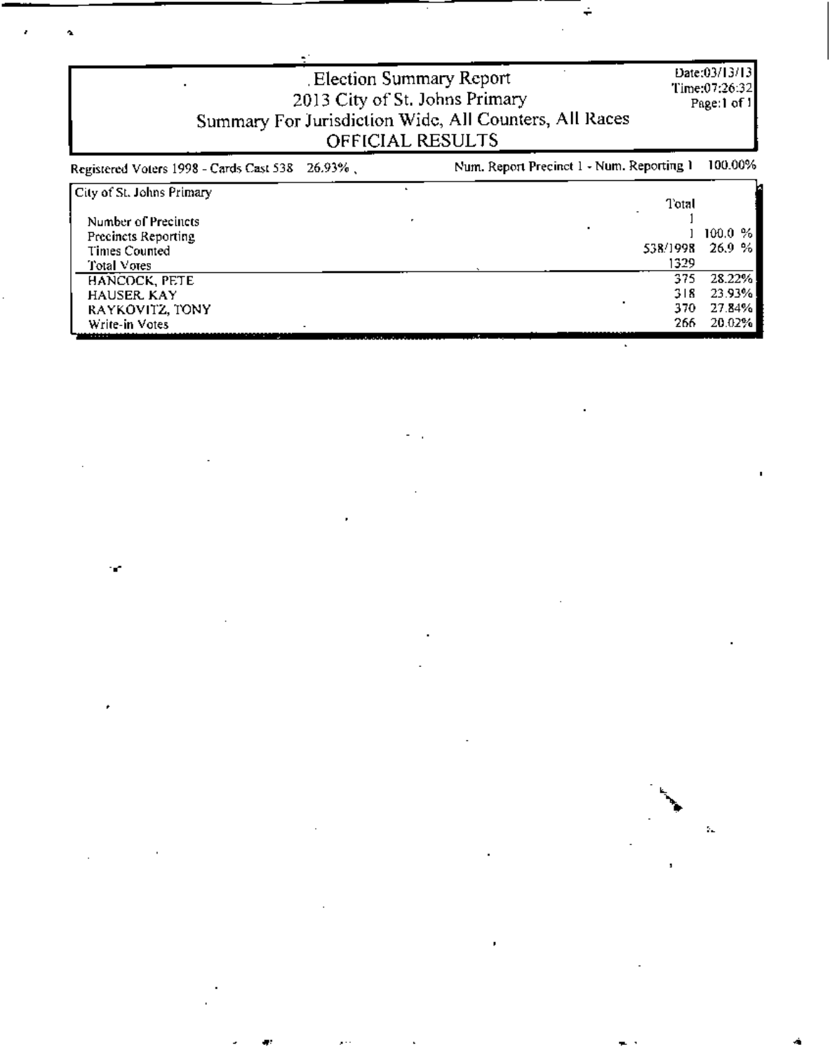# Election Summary Report
## 2013 City of St. Johns Primary
## Summary For Jurisdiction Wide, All Counters, All Races
## OFFICIAL RESULTS

Date:03/13/13
Time:07:26:32
Page:1 of 1

Registered Voters 1998 - Cards Cast 538 26.93%

Num. Report Precinct 1 - Num. Reporting 1 100.00%

| City of St. Johns Primary | Total | |
|---|---|---|
| Number of Precincts | 1 | |
| Precincts Reporting | 1 | 100.0 % |
| Times Counted | 538/1998 | 26.9 % |
| Total Votes | 1329 | |
| HANCOCK, PETE | 375 | 28.22% |
| HAUSER, KAY | 318 | 23.93% |
| RAYKOVITZ, TONY | 370 | 27.84% |
| Write-in Votes | 266 | 20.02% |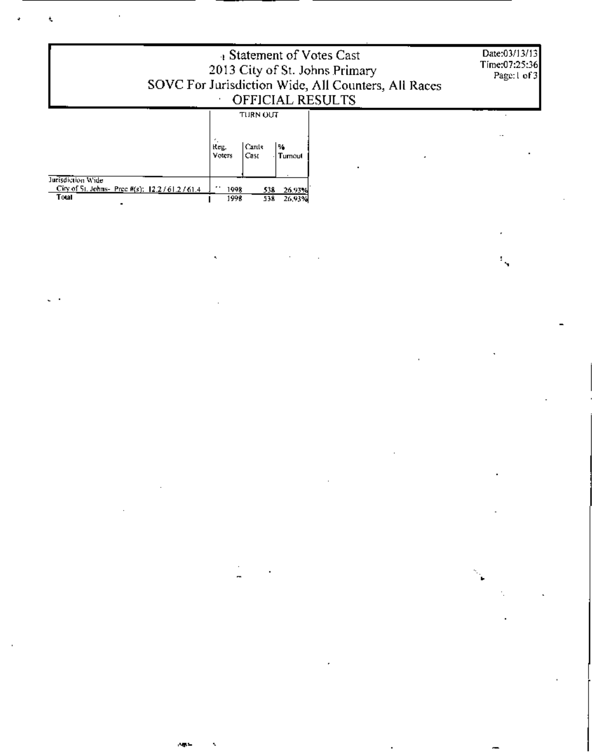# Statement of Votes Cast
## 2013 City of St. Johns Primary
## SOVC For Jurisdiction Wide, All Counters, All Races
## OFFICIAL RESULTS

Date:03/13/13
Time:07:25:36

| | TURN OUT | | |
|---|---|---|---|
| | Reg. Voters | Cards Cast | % Turnout |
| Jurisdiction Wide | | | |
| City of St. Johns- Prec #(s): 12.2 / 61.2 / 61.4 | 1998 | 538 | 26.93% |
| **Total** | 1998 | 538 | 26.93% |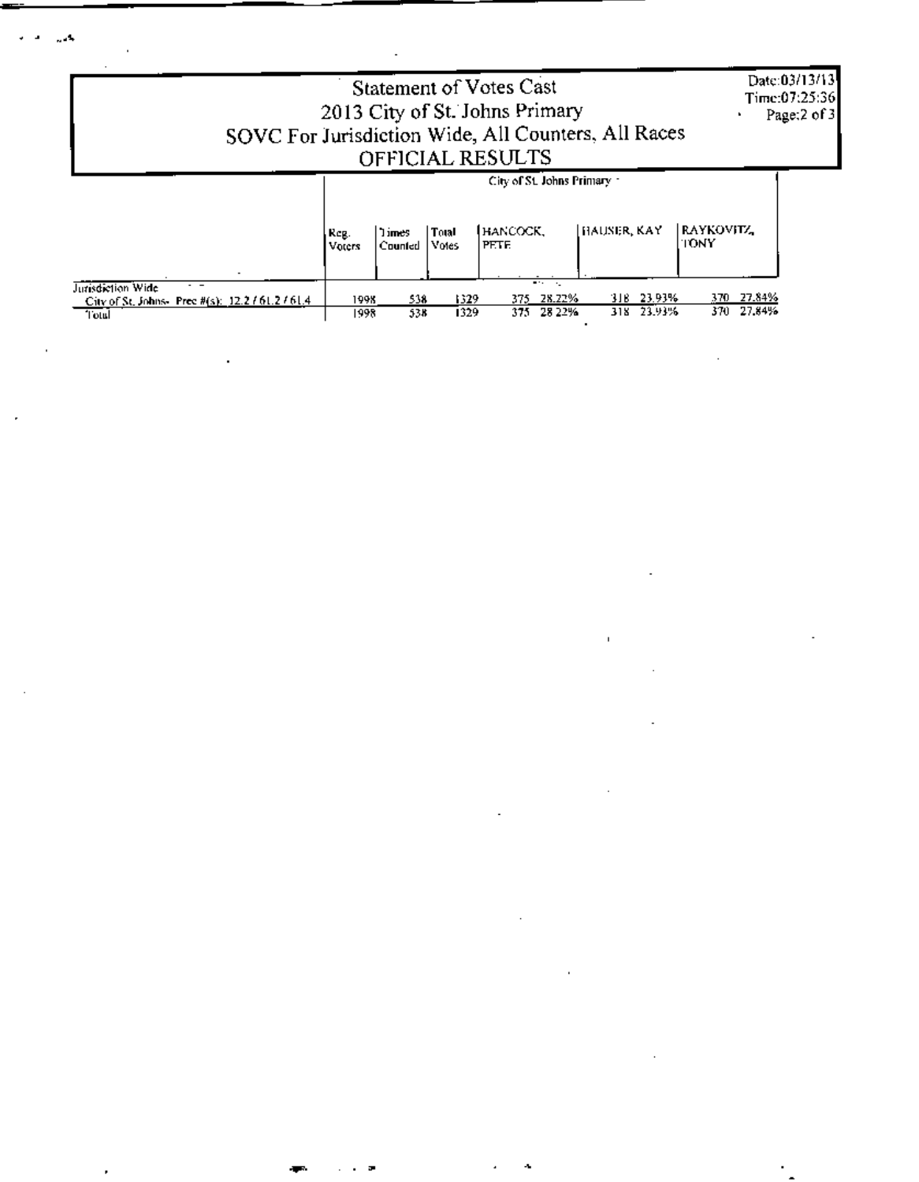# Statement of Votes Cast
## 2013 City of St. Johns Primary
## SOVC For Jurisdiction Wide, All Counters, All Races
## OFFICIAL RESULTS

Date:03/13/13
Time:07:25:36

| | City of St. Johns Primary | | | | | | | | |
|---|---|---|---|---|---|---|---|---|---|
| | Reg. Voters | Times Counted | Total Votes | HANCOCK, PETE | | HAUSER, KAY | | RAYKOVITZ, TONY | |
| Jurisdiction Wide | | | | | | | | | |
| City of St. Johns- Prec #(s): 12.2 / 61.2 / 61.4 | 1998 | 538 | 1329 | 375 | 28.22% | 318 | 23.93% | 370 | 27.84% |
| Total | 1998 | 538 | 1329 | 375 | 28.22% | 318 | 23.93% | 370 | 27.84% |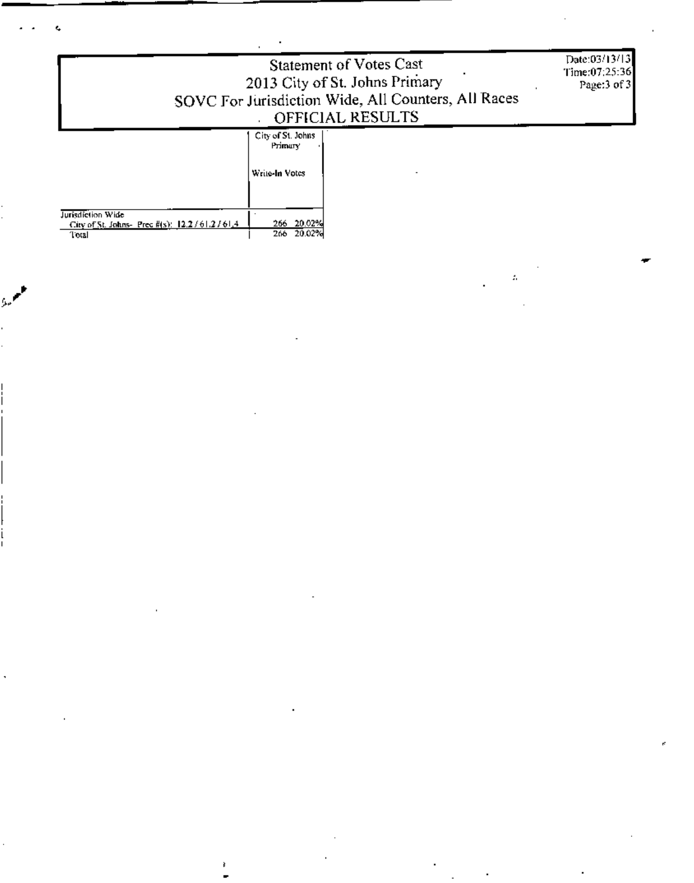# Statement of Votes Cast
## 2013 City of St. Johns Primary
## SOVC For Jurisdiction Wide, All Counters, All Races
## OFFICIAL RESULTS

Date:03/13/13
Time:07:25:36

| | City of St. Johns Primary | |
|---|---|---|
| | Write-In Votes | |
| Jurisdiction Wide | | |
| City of St. Johns- Prec #(s): 12.2 / 61.2 / 61.4 | 266 | 20.02% |
| Total | 266 | 20.02% |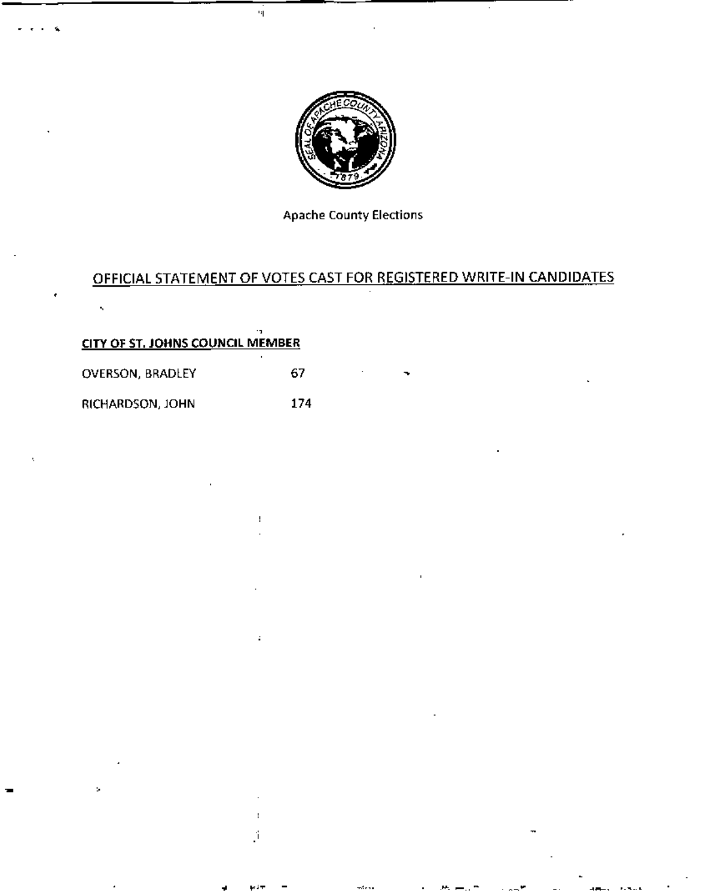Apache County Elections

# OFFICIAL STATEMENT OF VOTES CAST FOR REGISTERED WRITE-IN CANDIDATES

**CITY OF ST. JOHNS COUNCIL MEMBER**

| | |
|---|---|
| OVERSON, BRADLEY | 67 |
| RICHARDSON, JOHN | 174 |